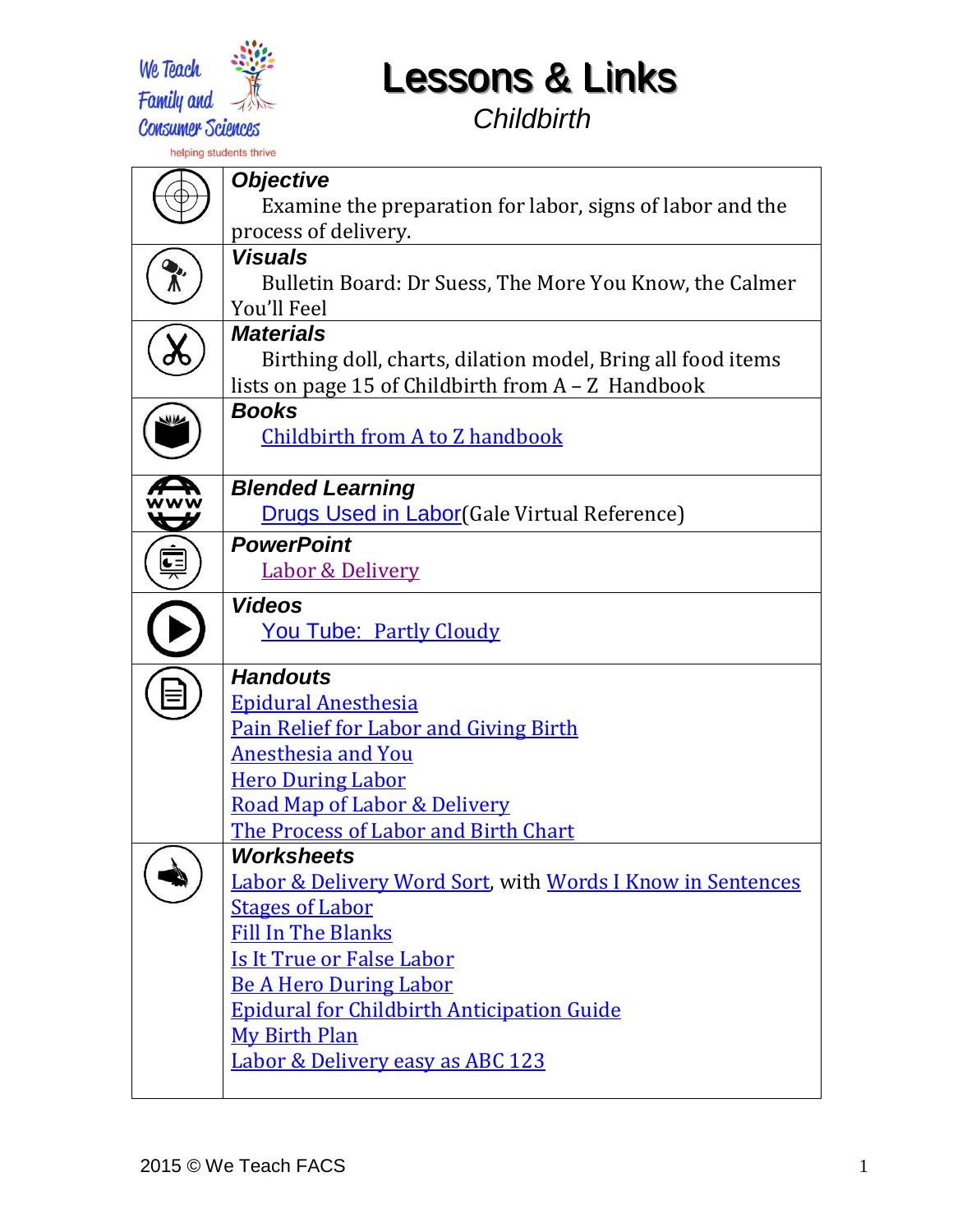We Teach Family and Consumer Sciences
helping students thrive

# Lessons & Links

## Childbirth

| | |
|---|---|
| | ***Objective*** Examine the preparation for labor, signs of labor and the process of delivery. |
| | ***Visuals*** Bulletin Board: Dr Suess, The More You Know, the Calmer You'll Feel |
| | ***Materials*** Birthing doll, charts, dilation model, Bring all food items lists on page 15 of Childbirth from A – Z Handbook |
| | ***Books*** Childbirth from A to Z handbook |
| | ***Blended Learning*** Drugs Used in Labor(Gale Virtual Reference) |
| | ***PowerPoint*** Labor & Delivery |
| | ***Videos*** You Tube: Partly Cloudy |
| | ***Handouts*** Epidural Anesthesia<br>Pain Relief for Labor and Giving Birth<br>Anesthesia and You<br>Hero During Labor<br>Road Map of Labor & Delivery<br>The Process of Labor and Birth Chart |
| | ***Worksheets*** Labor & Delivery Word Sort, with Words I Know in Sentences<br>Stages of Labor<br>Fill In The Blanks<br>Is It True or False Labor<br>Be A Hero During Labor<br>Epidural for Childbirth Anticipation Guide<br>My Birth Plan<br>Labor & Delivery easy as ABC 123 |

2015 © We Teach FACS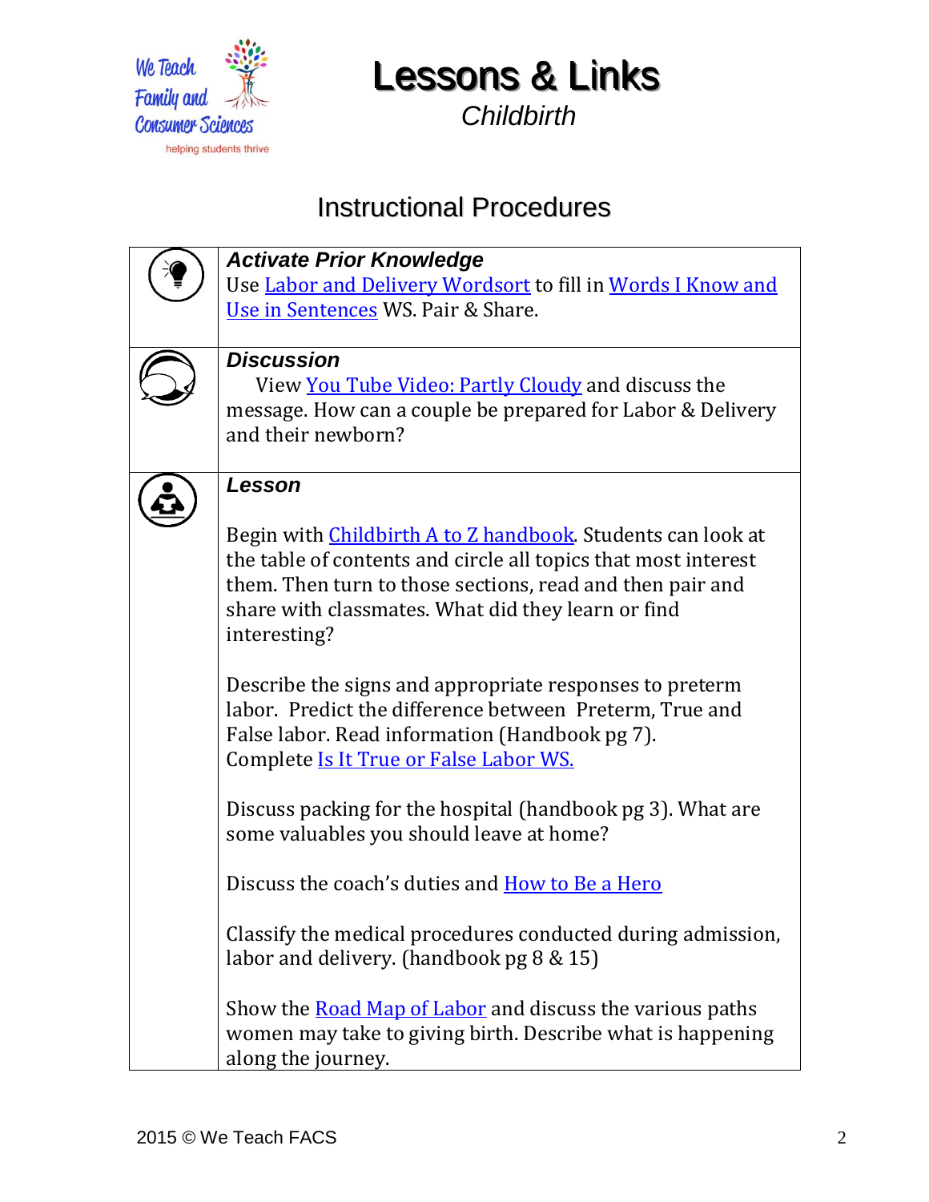# Lessons & Links

*Childbirth*

## Instructional Procedures

| | |
|---|---|
| | ***Activate Prior Knowledge*** Use Labor and Delivery Wordsort to fill in Words I Know and Use in Sentences WS. Pair & Share. |
| | ***Discussion*** View You Tube Video: Partly Cloudy and discuss the message. How can a couple be prepared for Labor & Delivery and their newborn? |
| | ***Lesson*** <br><br> Begin with Childbirth A to Z handbook. Students can look at the table of contents and circle all topics that most interest them. Then turn to those sections, read and then pair and share with classmates. What did they learn or find interesting? <br><br> Describe the signs and appropriate responses to preterm labor. Predict the difference between Preterm, True and False labor. Read information (Handbook pg 7). Complete Is It True or False Labor WS. <br><br> Discuss packing for the hospital (handbook pg 3). What are some valuables you should leave at home? <br><br> Discuss the coach's duties and How to Be a Hero <br><br> Classify the medical procedures conducted during admission, labor and delivery. (handbook pg 8 & 15) <br><br> Show the Road Map of Labor and discuss the various paths women may take to giving birth. Describe what is happening along the journey. |

2015 © We Teach FACS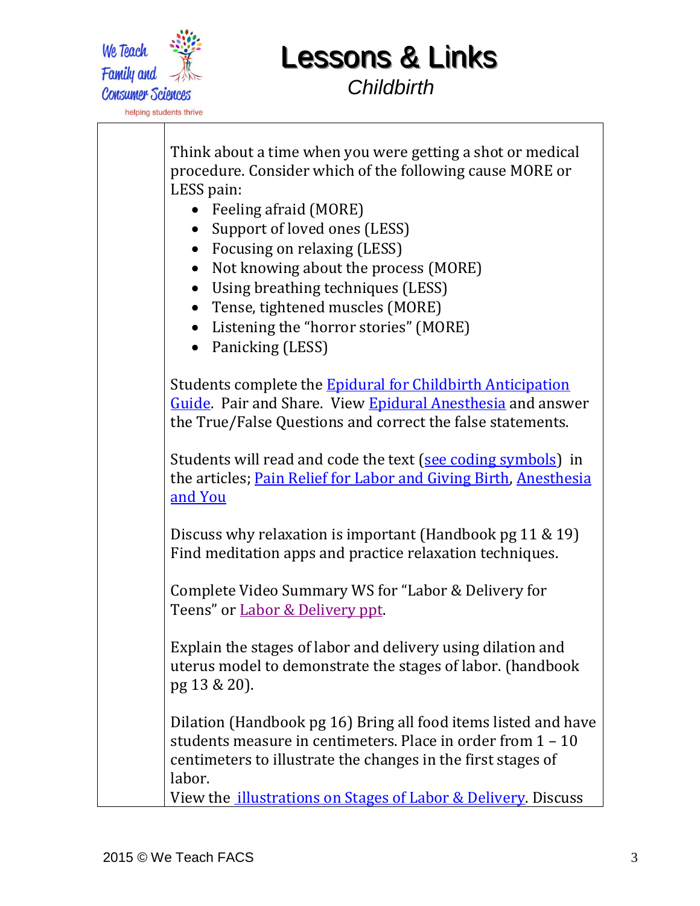# Lessons & Links

*Childbirth*

| | |
|---|---|
| | Think about a time when you were getting a shot or medical procedure. Consider which of the following cause MORE or LESS pain:<br>• Feeling afraid (MORE)<br>• Support of loved ones (LESS)<br>• Focusing on relaxing (LESS)<br>• Not knowing about the process (MORE)<br>• Using breathing techniques (LESS)<br>• Tense, tightened muscles (MORE)<br>• Listening the "horror stories" (MORE)<br>• Panicking (LESS)<br><br>Students complete the Epidural for Childbirth Anticipation Guide. Pair and Share. View Epidural Anesthesia and answer the True/False Questions and correct the false statements.<br><br>Students will read and code the text (see coding symbols) in the articles; Pain Relief for Labor and Giving Birth, Anesthesia and You<br><br>Discuss why relaxation is important (Handbook pg 11 & 19) Find meditation apps and practice relaxation techniques.<br><br>Complete Video Summary WS for "Labor & Delivery for Teens" or Labor & Delivery ppt.<br><br>Explain the stages of labor and delivery using dilation and uterus model to demonstrate the stages of labor. (handbook pg 13 & 20).<br><br>Dilation (Handbook pg 16) Bring all food items listed and have students measure in centimeters. Place in order from 1 – 10 centimeters to illustrate the changes in the first stages of labor.<br>View the illustrations on Stages of Labor & Delivery. Discuss |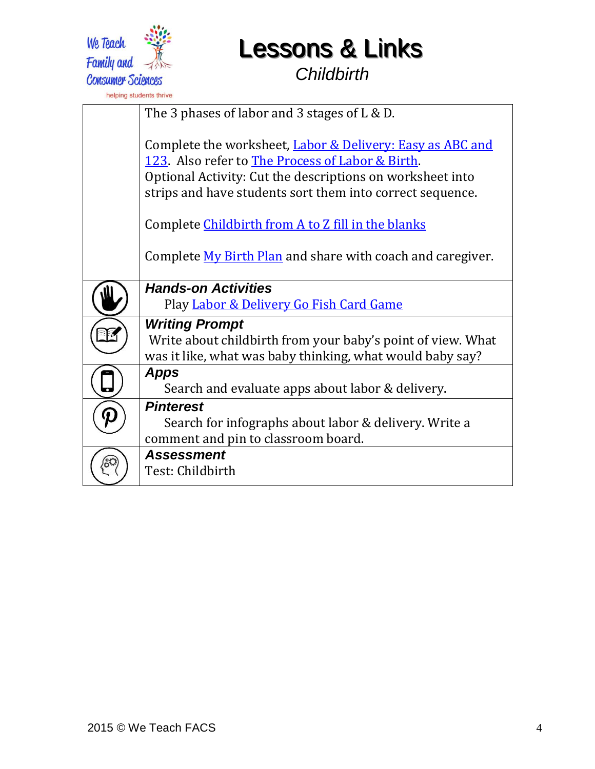# Lessons & Links

*Childbirth*

| | |
|---|---|
| | The 3 phases of labor and 3 stages of L & D.<br><br>Complete the worksheet, Labor & Delivery: Easy as ABC and 123. Also refer to The Process of Labor & Birth.<br>Optional Activity: Cut the descriptions on worksheet into strips and have students sort them into correct sequence.<br><br>Complete Childbirth from A to Z fill in the blanks<br><br>Complete My Birth Plan and share with coach and caregiver. |
| | ***Hands-on Activities***<br>Play Labor & Delivery Go Fish Card Game |
| | ***Writing Prompt***<br>Write about childbirth from your baby's point of view. What was it like, what was baby thinking, what would baby say? |
| | ***Apps***<br>Search and evaluate apps about labor & delivery. |
| | ***Pinterest***<br>Search for infographs about labor & delivery. Write a comment and pin to classroom board. |
| | ***Assessment***<br>Test: Childbirth |

2015 © We Teach FACS